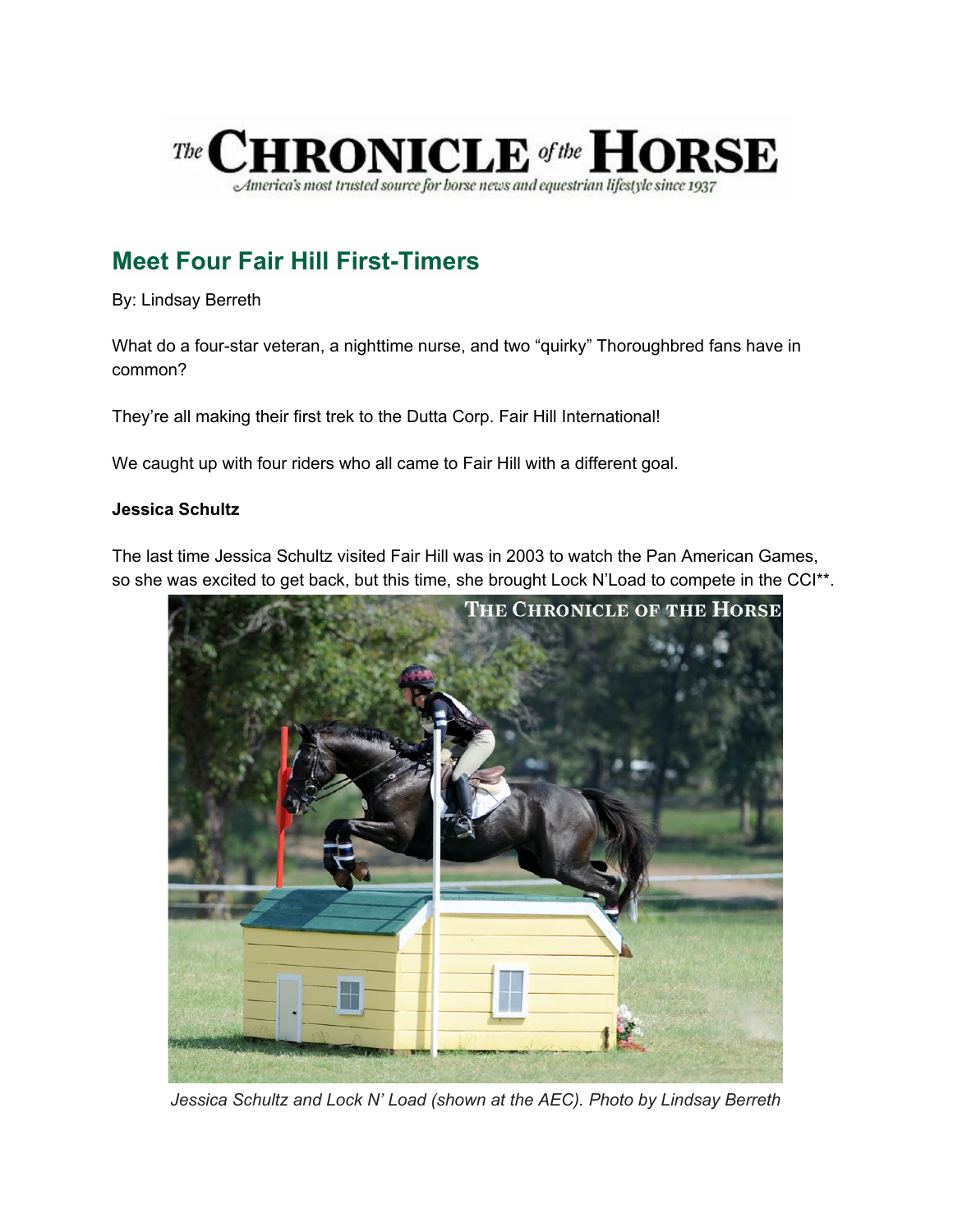# Meet Four Fair Hill First-Timers

By: Lindsay Berreth

What do a four-star veteran, a nighttime nurse, and two "quirky" Thoroughbred fans have in common?

They're all making their first trek to the Dutta Corp. Fair Hill International!

We caught up with four riders who all came to Fair Hill with a different goal.

**Jessica Schultz**

The last time Jessica Schultz visited Fair Hill was in 2003 to watch the Pan American Games, so she was excited to get back, but this time, she brought Lock N'Load to compete in the CCI**.

*Jessica Schultz and Lock N' Load (shown at the AEC). Photo by Lindsay Berreth*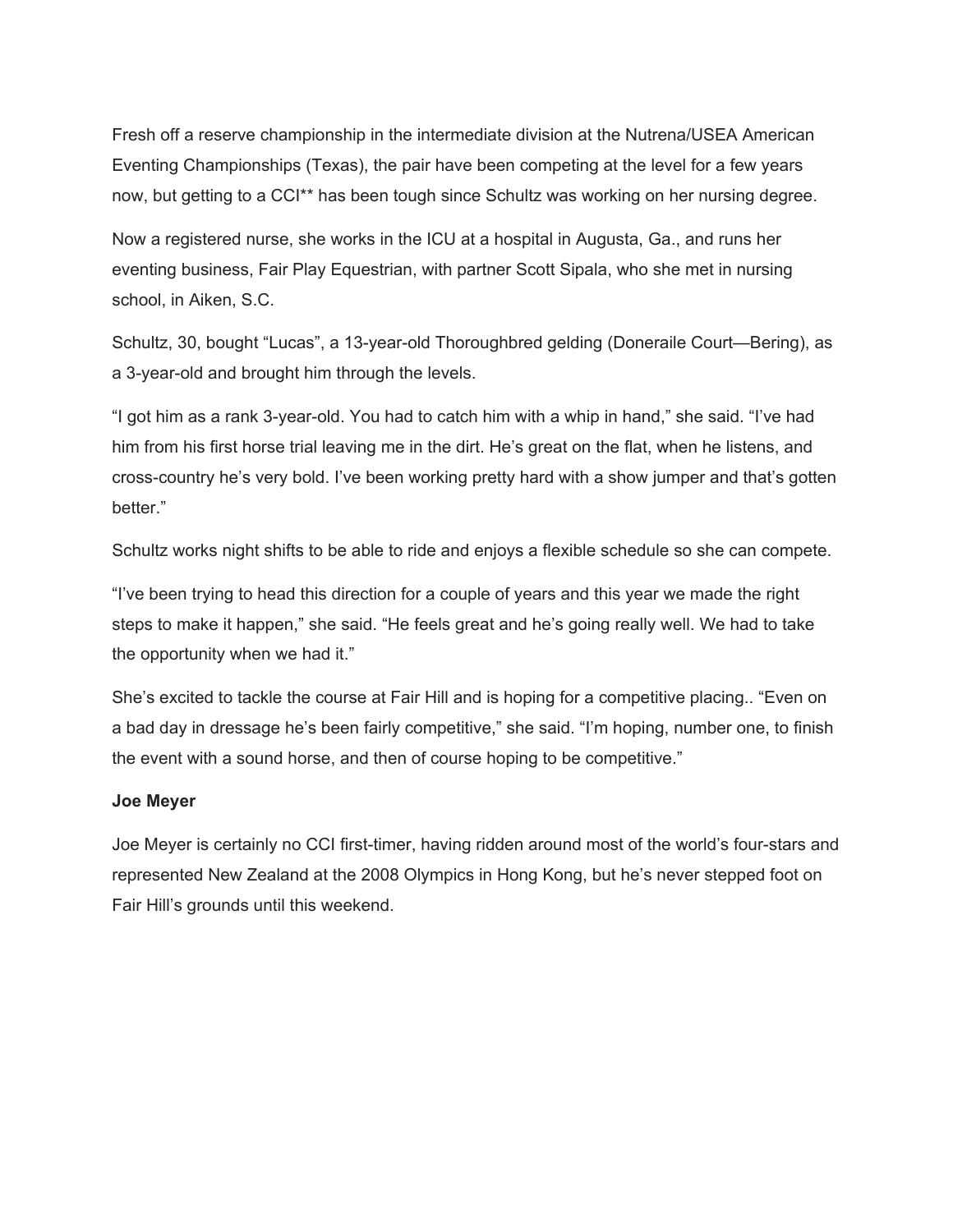Fresh off a reserve championship in the intermediate division at the Nutrena/USEA American Eventing Championships (Texas), the pair have been competing at the level for a few years now, but getting to a CCI** has been tough since Schultz was working on her nursing degree.

Now a registered nurse, she works in the ICU at a hospital in Augusta, Ga., and runs her eventing business, Fair Play Equestrian, with partner Scott Sipala, who she met in nursing school, in Aiken, S.C.

Schultz, 30, bought "Lucas", a 13-year-old Thoroughbred gelding (Doneraile Court—Bering), as a 3-year-old and brought him through the levels.

"I got him as a rank 3-year-old. You had to catch him with a whip in hand," she said. "I've had him from his first horse trial leaving me in the dirt. He's great on the flat, when he listens, and cross-country he's very bold. I've been working pretty hard with a show jumper and that's gotten better."

Schultz works night shifts to be able to ride and enjoys a flexible schedule so she can compete.

"I've been trying to head this direction for a couple of years and this year we made the right steps to make it happen," she said. "He feels great and he's going really well. We had to take the opportunity when we had it."

She's excited to tackle the course at Fair Hill and is hoping for a competitive placing.. "Even on a bad day in dressage he's been fairly competitive," she said. "I'm hoping, number one, to finish the event with a sound horse, and then of course hoping to be competitive."

**Joe Meyer**

Joe Meyer is certainly no CCI first-timer, having ridden around most of the world's four-stars and represented New Zealand at the 2008 Olympics in Hong Kong, but he's never stepped foot on Fair Hill's grounds until this weekend.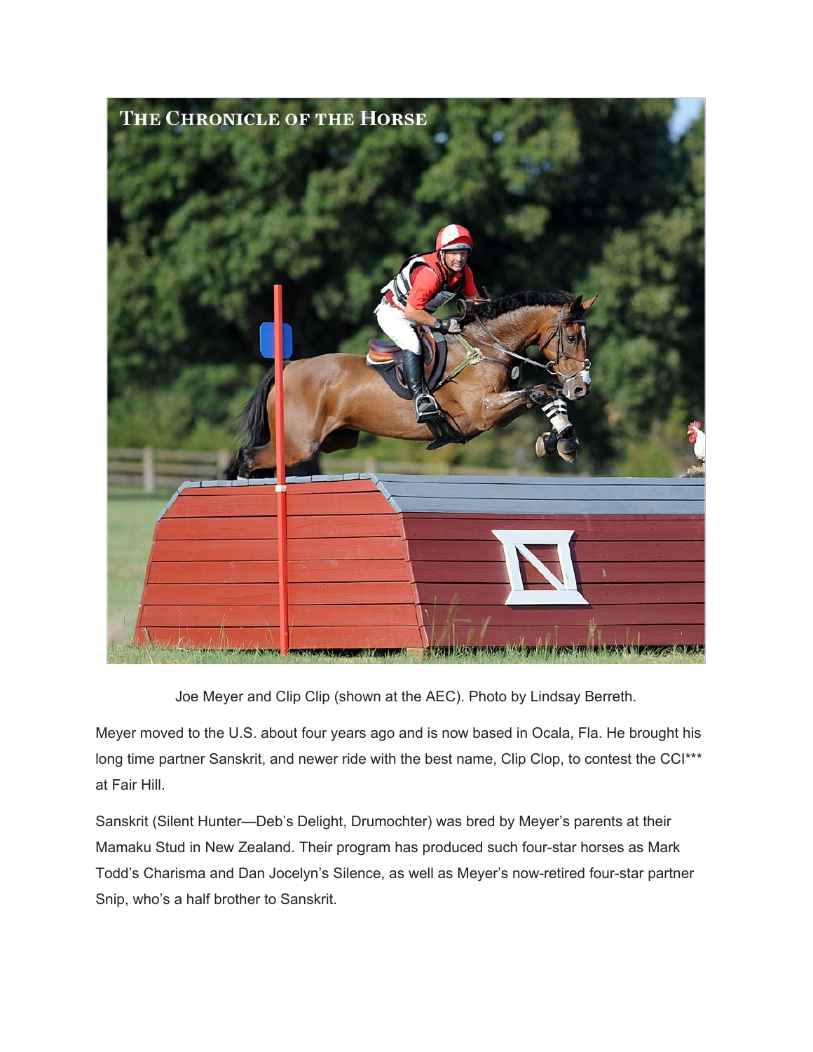Joe Meyer and Clip Clip (shown at the AEC). Photo by Lindsay Berreth.

Meyer moved to the U.S. about four years ago and is now based in Ocala, Fla. He brought his long time partner Sanskrit, and newer ride with the best name, Clip Clop, to contest the CCI*** at Fair Hill.

Sanskrit (Silent Hunter—Deb's Delight, Drumochter) was bred by Meyer's parents at their Mamaku Stud in New Zealand. Their program has produced such four-star horses as Mark Todd's Charisma and Dan Jocelyn's Silence, as well as Meyer's now-retired four-star partner Snip, who's a half brother to Sanskrit.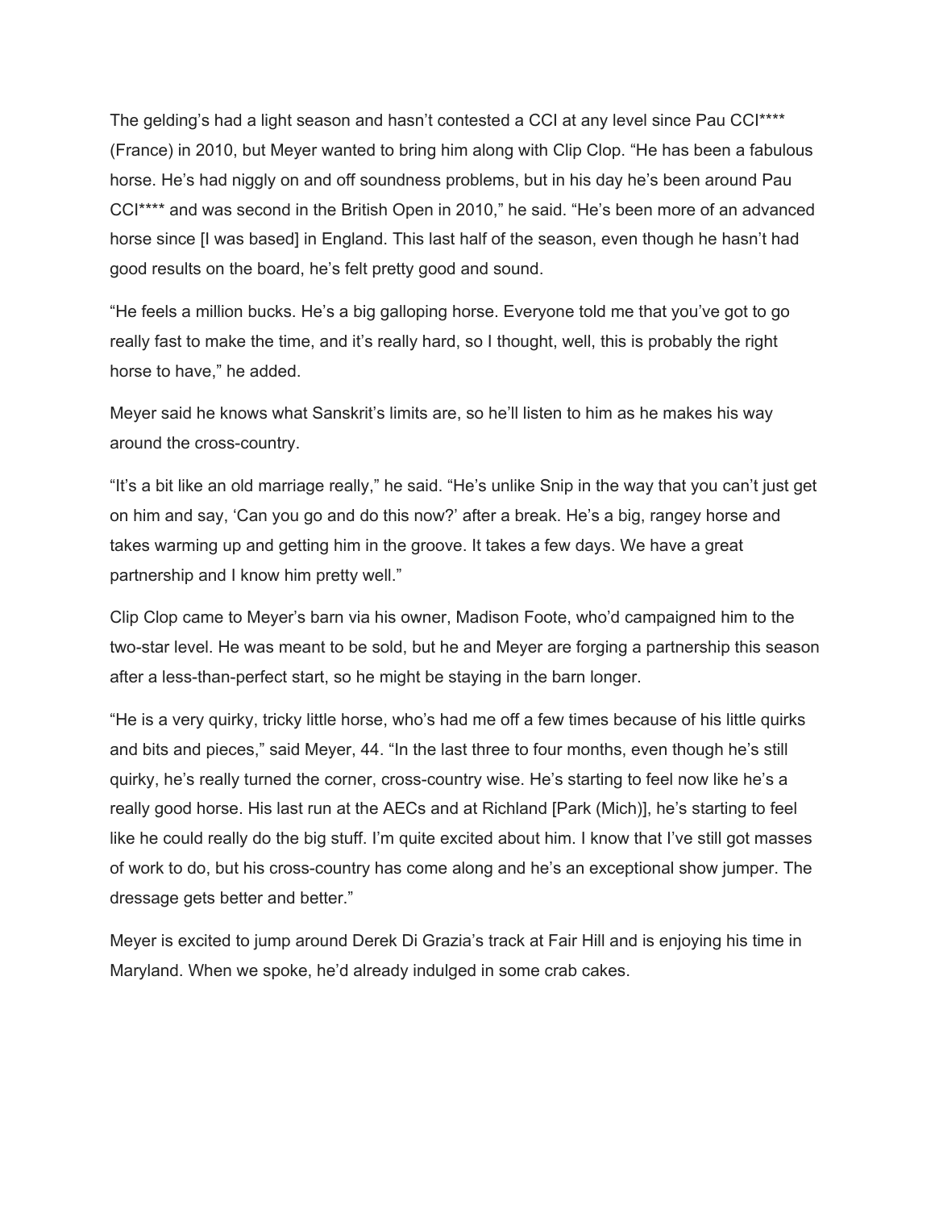The gelding's had a light season and hasn't contested a CCI at any level since Pau CCI**** (France) in 2010, but Meyer wanted to bring him along with Clip Clop. "He has been a fabulous horse. He's had niggly on and off soundness problems, but in his day he's been around Pau CCI**** and was second in the British Open in 2010," he said. "He's been more of an advanced horse since [I was based] in England. This last half of the season, even though he hasn't had good results on the board, he's felt pretty good and sound.

"He feels a million bucks. He's a big galloping horse. Everyone told me that you've got to go really fast to make the time, and it's really hard, so I thought, well, this is probably the right horse to have," he added.

Meyer said he knows what Sanskrit's limits are, so he'll listen to him as he makes his way around the cross-country.

"It's a bit like an old marriage really," he said. "He's unlike Snip in the way that you can't just get on him and say, 'Can you go and do this now?' after a break. He's a big, rangey horse and takes warming up and getting him in the groove. It takes a few days. We have a great partnership and I know him pretty well."

Clip Clop came to Meyer's barn via his owner, Madison Foote, who'd campaigned him to the two-star level. He was meant to be sold, but he and Meyer are forging a partnership this season after a less-than-perfect start, so he might be staying in the barn longer.

"He is a very quirky, tricky little horse, who's had me off a few times because of his little quirks and bits and pieces," said Meyer, 44. "In the last three to four months, even though he's still quirky, he's really turned the corner, cross-country wise. He's starting to feel now like he's a really good horse. His last run at the AECs and at Richland [Park (Mich)], he's starting to feel like he could really do the big stuff. I'm quite excited about him. I know that I've still got masses of work to do, but his cross-country has come along and he's an exceptional show jumper. The dressage gets better and better."

Meyer is excited to jump around Derek Di Grazia's track at Fair Hill and is enjoying his time in Maryland. When we spoke, he'd already indulged in some crab cakes.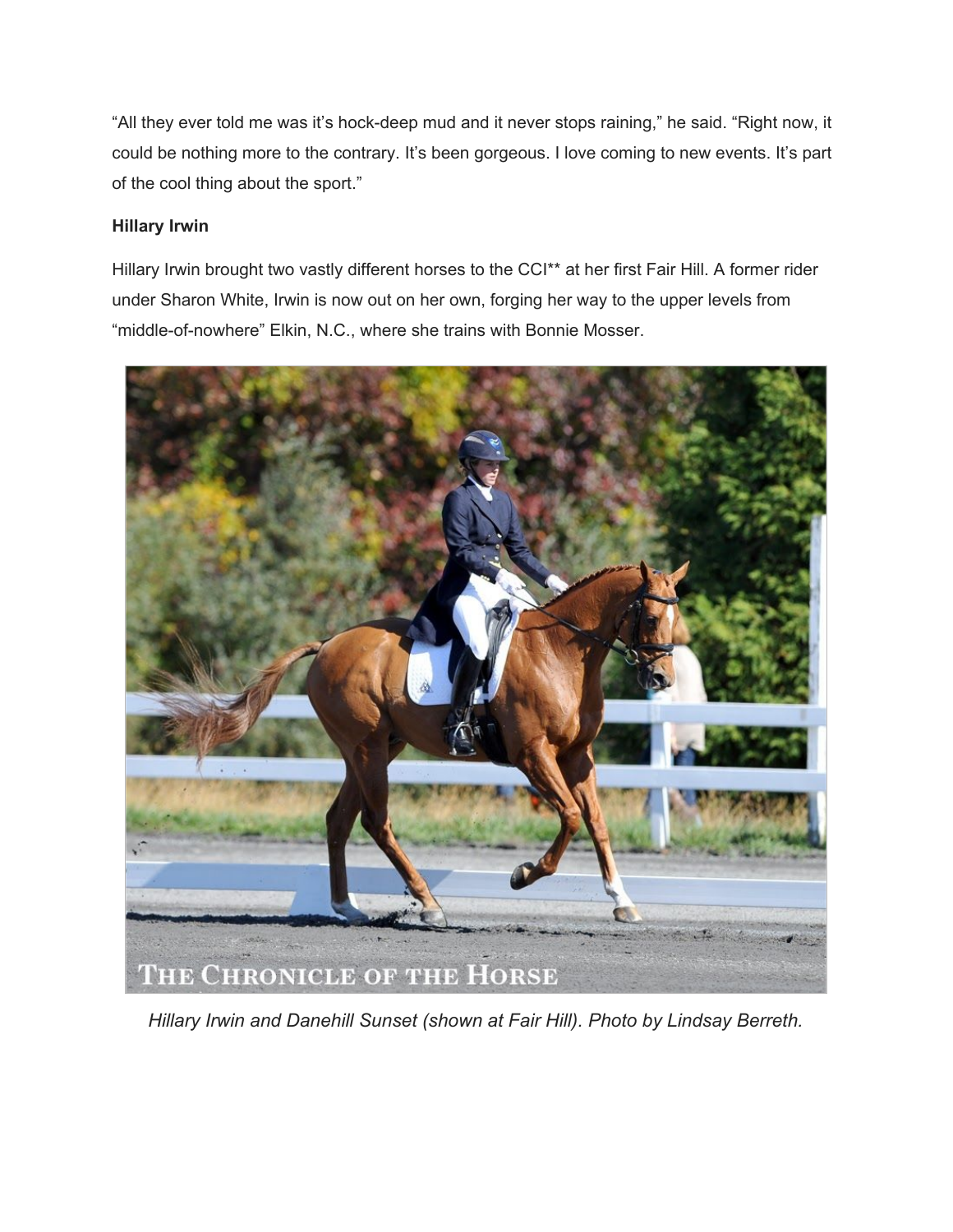"All they ever told me was it's hock-deep mud and it never stops raining," he said. "Right now, it could be nothing more to the contrary. It's been gorgeous. I love coming to new events. It's part of the cool thing about the sport."

**Hillary Irwin**

Hillary Irwin brought two vastly different horses to the CCI** at her first Fair Hill. A former rider under Sharon White, Irwin is now out on her own, forging her way to the upper levels from "middle-of-nowhere" Elkin, N.C., where she trains with Bonnie Mosser.

*Hillary Irwin and Danehill Sunset (shown at Fair Hill). Photo by Lindsay Berreth.*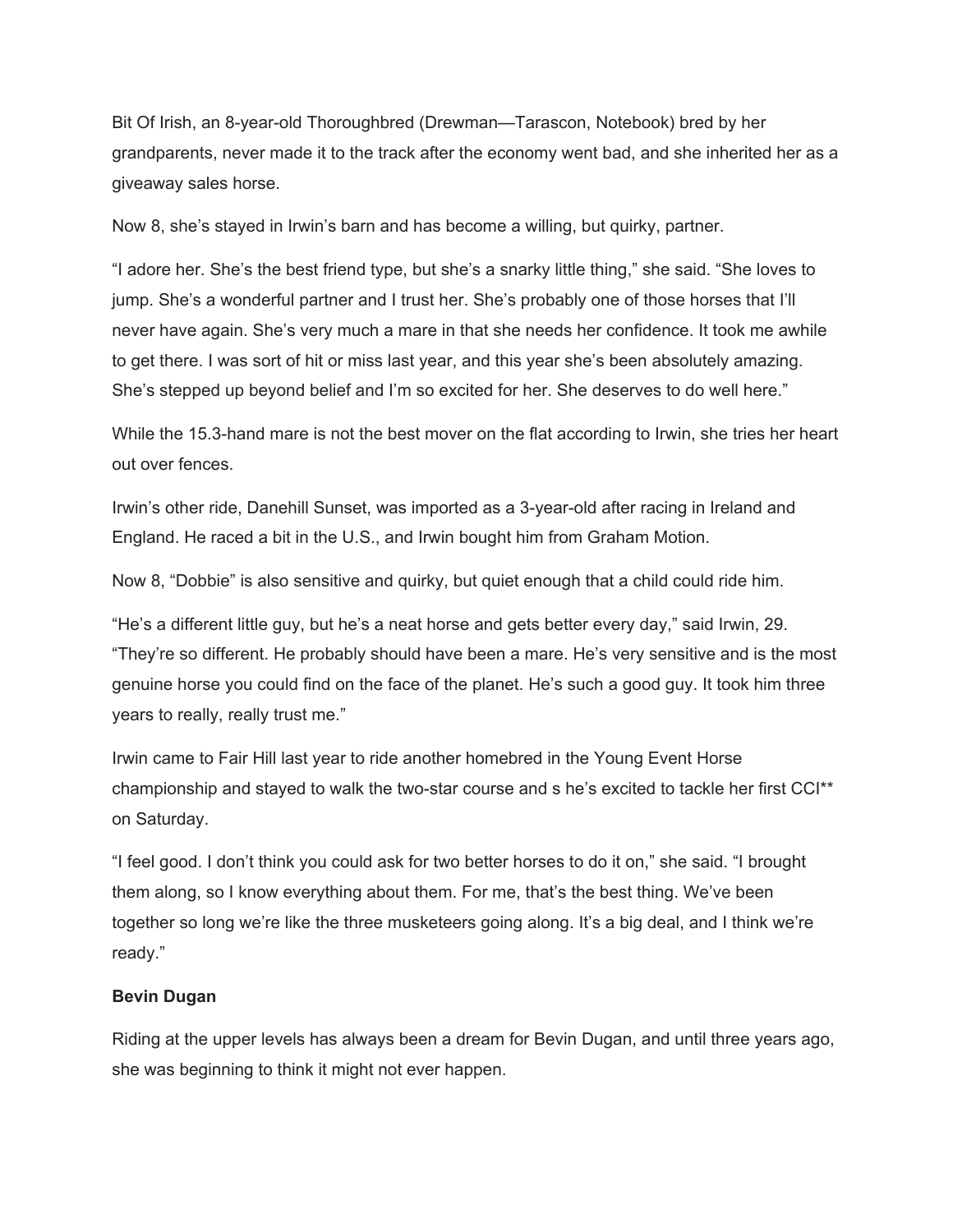Bit Of Irish, an 8-year-old Thoroughbred (Drewman—Tarascon, Notebook) bred by her grandparents, never made it to the track after the economy went bad, and she inherited her as a giveaway sales horse.

Now 8, she's stayed in Irwin's barn and has become a willing, but quirky, partner.

"I adore her. She's the best friend type, but she's a snarky little thing," she said. "She loves to jump. She's a wonderful partner and I trust her. She's probably one of those horses that I'll never have again. She's very much a mare in that she needs her confidence. It took me awhile to get there. I was sort of hit or miss last year, and this year she's been absolutely amazing. She's stepped up beyond belief and I'm so excited for her. She deserves to do well here."

While the 15.3-hand mare is not the best mover on the flat according to Irwin, she tries her heart out over fences.

Irwin's other ride, Danehill Sunset, was imported as a 3-year-old after racing in Ireland and England. He raced a bit in the U.S., and Irwin bought him from Graham Motion.

Now 8, "Dobbie" is also sensitive and quirky, but quiet enough that a child could ride him.

"He's a different little guy, but he's a neat horse and gets better every day," said Irwin, 29. "They're so different. He probably should have been a mare. He's very sensitive and is the most genuine horse you could find on the face of the planet. He's such a good guy. It took him three years to really, really trust me."

Irwin came to Fair Hill last year to ride another homebred in the Young Event Horse championship and stayed to walk the two-star course and s he's excited to tackle her first CCI** on Saturday.

"I feel good. I don't think you could ask for two better horses to do it on," she said. "I brought them along, so I know everything about them. For me, that's the best thing. We've been together so long we're like the three musketeers going along. It's a big deal, and I think we're ready."

**Bevin Dugan**

Riding at the upper levels has always been a dream for Bevin Dugan, and until three years ago, she was beginning to think it might not ever happen.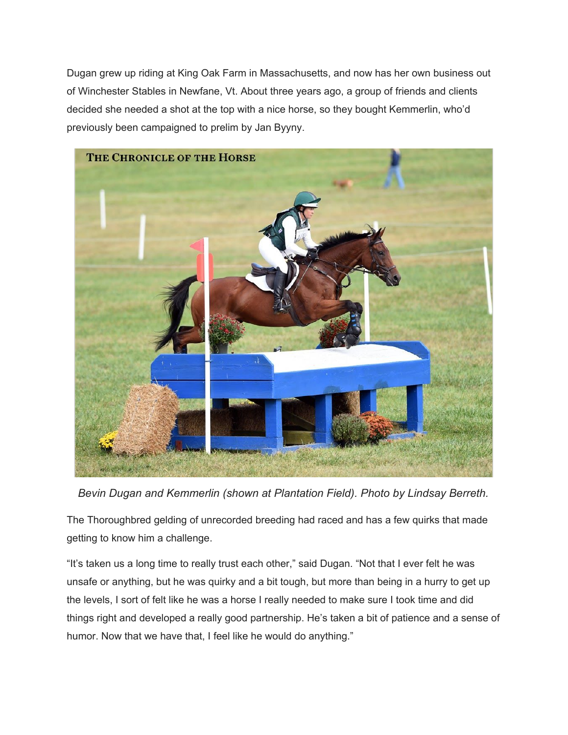Dugan grew up riding at King Oak Farm in Massachusetts, and now has her own business out of Winchester Stables in Newfane, Vt. About three years ago, a group of friends and clients decided she needed a shot at the top with a nice horse, so they bought Kemmerlin, who'd previously been campaigned to prelim by Jan Byyny.

*Bevin Dugan and Kemmerlin (shown at Plantation Field). Photo by Lindsay Berreth.*

The Thoroughbred gelding of unrecorded breeding had raced and has a few quirks that made getting to know him a challenge.

"It's taken us a long time to really trust each other," said Dugan. "Not that I ever felt he was unsafe or anything, but he was quirky and a bit tough, but more than being in a hurry to get up the levels, I sort of felt like he was a horse I really needed to make sure I took time and did things right and developed a really good partnership. He's taken a bit of patience and a sense of humor. Now that we have that, I feel like he would do anything."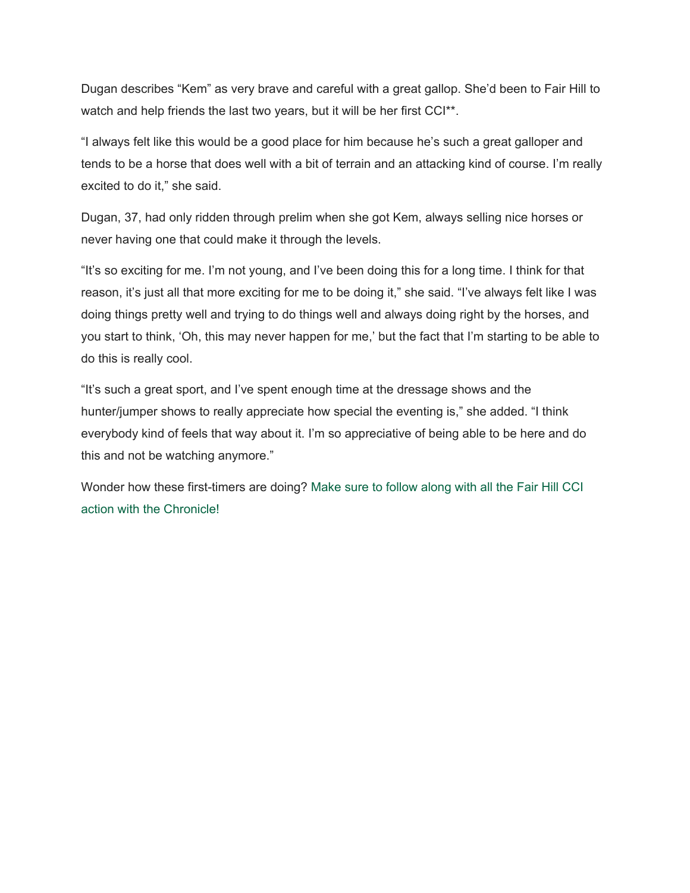Dugan describes “Kem” as very brave and careful with a great gallop. She’d been to Fair Hill to watch and help friends the last two years, but it will be her first CCI**.

“I always felt like this would be a good place for him because he’s such a great galloper and tends to be a horse that does well with a bit of terrain and an attacking kind of course. I’m really excited to do it,” she said.

Dugan, 37, had only ridden through prelim when she got Kem, always selling nice horses or never having one that could make it through the levels.

“It’s so exciting for me. I’m not young, and I’ve been doing this for a long time. I think for that reason, it’s just all that more exciting for me to be doing it,” she said. “I’ve always felt like I was doing things pretty well and trying to do things well and always doing right by the horses, and you start to think, ‘Oh, this may never happen for me,’ but the fact that I’m starting to be able to do this is really cool.

“It’s such a great sport, and I’ve spent enough time at the dressage shows and the hunter/jumper shows to really appreciate how special the eventing is,” she added. “I think everybody kind of feels that way about it. I’m so appreciative of being able to be here and do this and not be watching anymore.”

Wonder how these first-timers are doing? Make sure to follow along with all the Fair Hill CCI action with the Chronicle!